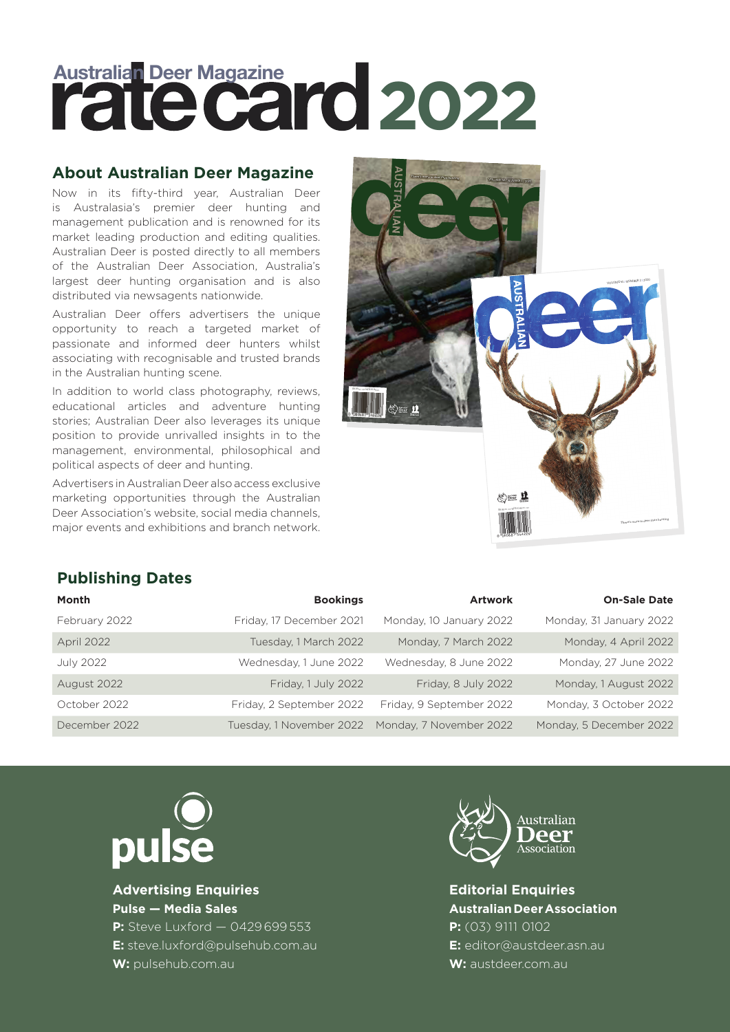# Australian Deer Magazine rate card 2022

## About Australian Deer Magazine

Now in its fifty-third year, Australian Deer is Australasia's premier deer hunting and management publication and is renowned for its market leading production and editing qualities. Australian Deer is posted directly to all members of the Australian Deer Association, Australia's largest deer hunting organisation and is also distributed via newsagents nationwide.

Australian Deer offers advertisers the unique opportunity to reach a targeted market of passionate and informed deer hunters whilst associating with recognisable and trusted brands in the Australian hunting scene.

In addition to world class photography, reviews, educational articles and adventure hunting stories; Australian Deer also leverages its unique position to provide unrivalled insights in to the management, environmental, philosophical and political aspects of deer and hunting.

Advertisers in Australian Deer also access exclusive marketing opportunities through the Australian Deer Association's website, social media channels, major events and exhibitions and branch network.

## Publishing Dates

| Month | Bookings | Artwork | On-Sale Date |
|---|---|---|---|
| February 2022 | Friday, 17 December 2021 | Monday, 10 January 2022 | Monday, 31 January 2022 |
| April 2022 | Tuesday, 1 March 2022 | Monday, 7 March 2022 | Monday, 4 April 2022 |
| July 2022 | Wednesday, 1 June 2022 | Wednesday, 8 June 2022 | Monday, 27 June 2022 |
| August 2022 | Friday, 1 July 2022 | Friday, 8 July 2022 | Monday, 1 August 2022 |
| October 2022 | Friday, 2 September 2022 | Friday, 9 September 2022 | Monday, 3 October 2022 |
| December 2022 | Tuesday, 1 November 2022 | Monday, 7 November 2022 | Monday, 5 December 2022 |

pulse

### Advertising Enquiries

**Pulse — Media Sales**
**P:** Steve Luxford — 0429 699 553
**E:** steve.luxford@pulsehub.com.au
**W:** pulsehub.com.au

Australian Deer Association

### Editorial Enquiries

**Australian Deer Association**
**P:** (03) 9111 0102
**E:** editor@austdeer.asn.au
**W:** austdeer.com.au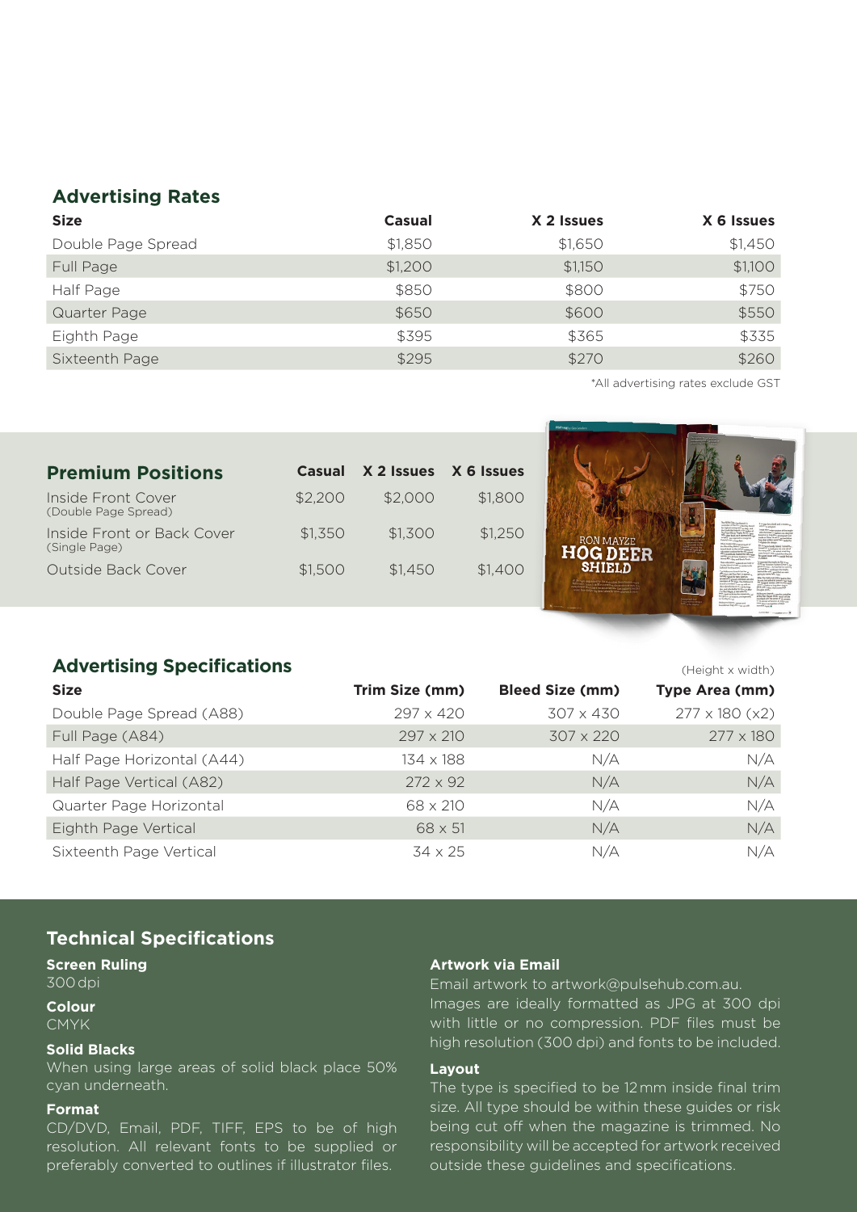## Advertising Rates

| Size | Casual | X 2 Issues | X 6 Issues |
|---|---|---|---|
| Double Page Spread | $1,850 | $1,650 | $1,450 |
| Full Page | $1,200 | $1,150 | $1,100 |
| Half Page | $850 | $800 | $750 |
| Quarter Page | $650 | $600 | $550 |
| Eighth Page | $395 | $365 | $335 |
| Sixteenth Page | $295 | $270 | $260 |

*All advertising rates exclude GST

## Premium Positions

| | Casual | X 2 Issues | X 6 Issues |
|---|---|---|---|
| Inside Front Cover (Double Page Spread) | $2,200 | $2,000 | $1,800 |
| Inside Front or Back Cover (Single Page) | $1,350 | $1,300 | $1,250 |
| Outside Back Cover | $1,500 | $1,450 | $1,400 |

## Advertising Specifications

(Height x width)

| Size | Trim Size (mm) | Bleed Size (mm) | Type Area (mm) |
|---|---|---|---|
| Double Page Spread (A88) | 297 x 420 | 307 x 430 | 277 x 180 (x2) |
| Full Page (A84) | 297 x 210 | 307 x 220 | 277 x 180 |
| Half Page Horizontal (A44) | 134 x 188 | N/A | N/A |
| Half Page Vertical (A82) | 272 x 92 | N/A | N/A |
| Quarter Page Horizontal | 68 x 210 | N/A | N/A |
| Eighth Page Vertical | 68 x 51 | N/A | N/A |
| Sixteenth Page Vertical | 34 x 25 | N/A | N/A |

## Technical Specifications

**Screen Ruling**
300 dpi

**Colour**
CMYK

**Solid Blacks**
When using large areas of solid black place 50% cyan underneath.

**Format**
CD/DVD, Email, PDF, TIFF, EPS to be of high resolution. All relevant fonts to be supplied or preferably converted to outlines if illustrator files.

**Artwork via Email**
Email artwork to artwork@pulsehub.com.au. Images are ideally formatted as JPG at 300 dpi with little or no compression. PDF files must be high resolution (300 dpi) and fonts to be included.

**Layout**
The type is specified to be 12 mm inside final trim size. All type should be within these guides or risk being cut off when the magazine is trimmed. No responsibility will be accepted for artwork received outside these guidelines and specifications.